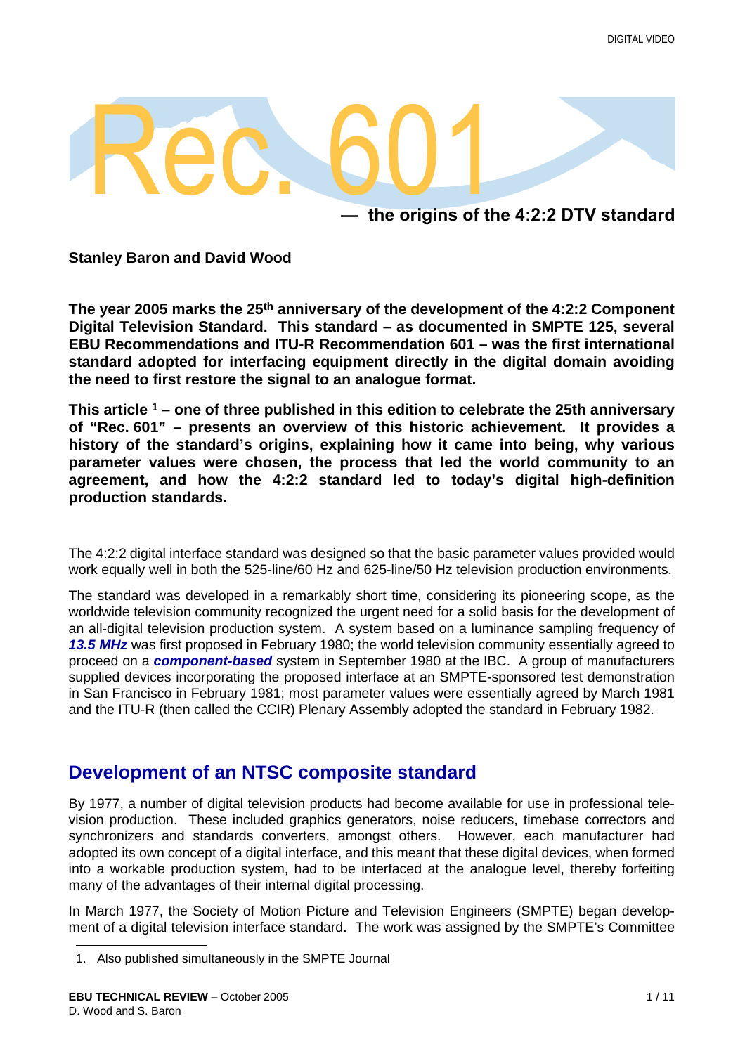# Rec. 601

## — the origins of the 4:2:2 DTV standard

**Stanley Baron and David Wood**

**The year 2005 marks the 25th anniversary of the development of the 4:2:2 Component Digital Television Standard. This standard – as documented in SMPTE 125, several EBU Recommendations and ITU-R Recommendation 601 – was the first international standard adopted for interfacing equipment directly in the digital domain avoiding the need to first restore the signal to an analogue format.**

**This article [1] – one of three published in this edition to celebrate the 25th anniversary of "Rec. 601" – presents an overview of this historic achievement. It provides a history of the standard's origins, explaining how it came into being, why various parameter values were chosen, the process that led the world community to an agreement, and how the 4:2:2 standard led to today's digital high-definition production standards.**

The 4:2:2 digital interface standard was designed so that the basic parameter values provided would work equally well in both the 525-line/60 Hz and 625-line/50 Hz television production environments.

The standard was developed in a remarkably short time, considering its pioneering scope, as the worldwide television community recognized the urgent need for a solid basis for the development of an all-digital television production system. A system based on a luminance sampling frequency of ***13.5 MHz*** was first proposed in February 1980; the world television community essentially agreed to proceed on a ***component-based*** system in September 1980 at the IBC. A group of manufacturers supplied devices incorporating the proposed interface at an SMPTE-sponsored test demonstration in San Francisco in February 1981; most parameter values were essentially agreed by March 1981 and the ITU-R (then called the CCIR) Plenary Assembly adopted the standard in February 1982.

## Development of an NTSC composite standard

By 1977, a number of digital television products had become available for use in professional television production. These included graphics generators, noise reducers, timebase correctors and synchronizers and standards converters, amongst others. However, each manufacturer had adopted its own concept of a digital interface, and this meant that these digital devices, when formed into a workable production system, had to be interfaced at the analogue level, thereby forfeiting many of the advantages of their internal digital processing.

In March 1977, the Society of Motion Picture and Television Engineers (SMPTE) began development of a digital television interface standard. The work was assigned by the SMPTE's Committee

1. Also published simultaneously in the SMPTE Journal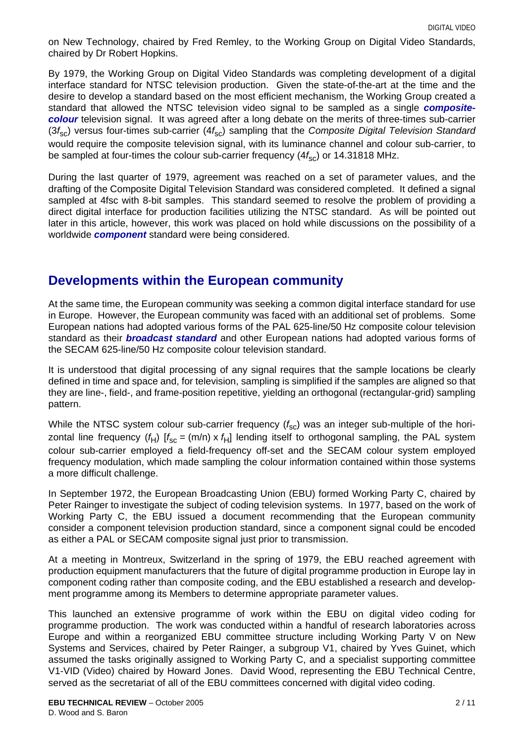on New Technology, chaired by Fred Remley, to the Working Group on Digital Video Standards, chaired by Dr Robert Hopkins.

By 1979, the Working Group on Digital Video Standards was completing development of a digital interface standard for NTSC television production. Given the state-of-the-art at the time and the desire to develop a standard based on the most efficient mechanism, the Working Group created a standard that allowed the NTSC television video signal to be sampled as a single ***composite-colour*** television signal. It was agreed after a long debate on the merits of three-times sub-carrier ($3f_{sc}$) versus four-times sub-carrier ($4f_{sc}$) sampling that the *Composite Digital Television Standard* would require the composite television signal, with its luminance channel and colour sub-carrier, to be sampled at four-times the colour sub-carrier frequency ($4f_{sc}$) or 14.31818 MHz.

During the last quarter of 1979, agreement was reached on a set of parameter values, and the drafting of the Composite Digital Television Standard was considered completed. It defined a signal sampled at 4fsc with 8-bit samples. This standard seemed to resolve the problem of providing a direct digital interface for production facilities utilizing the NTSC standard. As will be pointed out later in this article, however, this work was placed on hold while discussions on the possibility of a worldwide ***component*** standard were being considered.

## Developments within the European community

At the same time, the European community was seeking a common digital interface standard for use in Europe. However, the European community was faced with an additional set of problems. Some European nations had adopted various forms of the PAL 625-line/50 Hz composite colour television standard as their ***broadcast standard*** and other European nations had adopted various forms of the SECAM 625-line/50 Hz composite colour television standard.

It is understood that digital processing of any signal requires that the sample locations be clearly defined in time and space and, for television, sampling is simplified if the samples are aligned so that they are line-, field-, and frame-position repetitive, yielding an orthogonal (rectangular-grid) sampling pattern.

While the NTSC system colour sub-carrier frequency ($f_{sc}$) was an integer sub-multiple of the horizontal line frequency ($f_H$) [$f_{sc} = (m/n) \times f_H$] lending itself to orthogonal sampling, the PAL system colour sub-carrier employed a field-frequency off-set and the SECAM colour system employed frequency modulation, which made sampling the colour information contained within those systems a more difficult challenge.

In September 1972, the European Broadcasting Union (EBU) formed Working Party C, chaired by Peter Rainger to investigate the subject of coding television systems. In 1977, based on the work of Working Party C, the EBU issued a document recommending that the European community consider a component television production standard, since a component signal could be encoded as either a PAL or SECAM composite signal just prior to transmission.

At a meeting in Montreux, Switzerland in the spring of 1979, the EBU reached agreement with production equipment manufacturers that the future of digital programme production in Europe lay in component coding rather than composite coding, and the EBU established a research and development programme among its Members to determine appropriate parameter values.

This launched an extensive programme of work within the EBU on digital video coding for programme production. The work was conducted within a handful of research laboratories across Europe and within a reorganized EBU committee structure including Working Party V on New Systems and Services, chaired by Peter Rainger, a subgroup V1, chaired by Yves Guinet, which assumed the tasks originally assigned to Working Party C, and a specialist supporting committee V1-VID (Video) chaired by Howard Jones. David Wood, representing the EBU Technical Centre, served as the secretariat of all of the EBU committees concerned with digital video coding.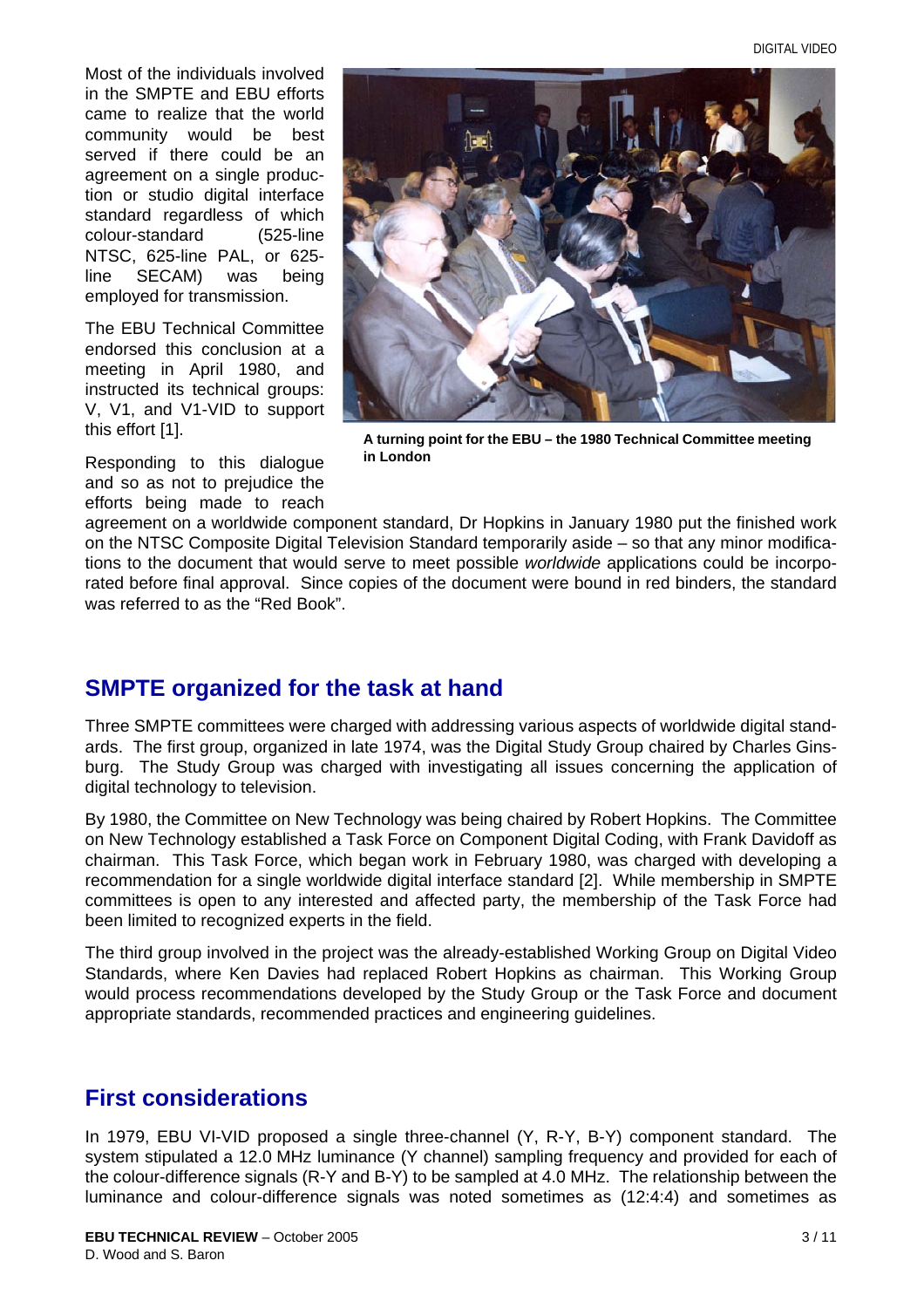Most of the individuals involved in the SMPTE and EBU efforts came to realize that the world community would be best served if there could be an agreement on a single production or studio digital interface standard regardless of which colour-standard (525-line NTSC, 625-line PAL, or 625-line SECAM) was being employed for transmission.

The EBU Technical Committee endorsed this conclusion at a meeting in April 1980, and instructed its technical groups: V, V1, and V1-VID to support this effort [1].

**A turning point for the EBU – the 1980 Technical Committee meeting in London**

Responding to this dialogue and so as not to prejudice the efforts being made to reach agreement on a worldwide component standard, Dr Hopkins in January 1980 put the finished work on the NTSC Composite Digital Television Standard temporarily aside – so that any minor modifications to the document that would serve to meet possible *worldwide* applications could be incorporated before final approval. Since copies of the document were bound in red binders, the standard was referred to as the "Red Book".

## SMPTE organized for the task at hand

Three SMPTE committees were charged with addressing various aspects of worldwide digital standards. The first group, organized in late 1974, was the Digital Study Group chaired by Charles Ginsburg. The Study Group was charged with investigating all issues concerning the application of digital technology to television.

By 1980, the Committee on New Technology was being chaired by Robert Hopkins. The Committee on New Technology established a Task Force on Component Digital Coding, with Frank Davidoff as chairman. This Task Force, which began work in February 1980, was charged with developing a recommendation for a single worldwide digital interface standard [2]. While membership in SMPTE committees is open to any interested and affected party, the membership of the Task Force had been limited to recognized experts in the field.

The third group involved in the project was the already-established Working Group on Digital Video Standards, where Ken Davies had replaced Robert Hopkins as chairman. This Working Group would process recommendations developed by the Study Group or the Task Force and document appropriate standards, recommended practices and engineering guidelines.

## First considerations

In 1979, EBU VI-VID proposed a single three-channel (Y, R-Y, B-Y) component standard. The system stipulated a 12.0 MHz luminance (Y channel) sampling frequency and provided for each of the colour-difference signals (R-Y and B-Y) to be sampled at 4.0 MHz. The relationship between the luminance and colour-difference signals was noted sometimes as (12:4:4) and sometimes as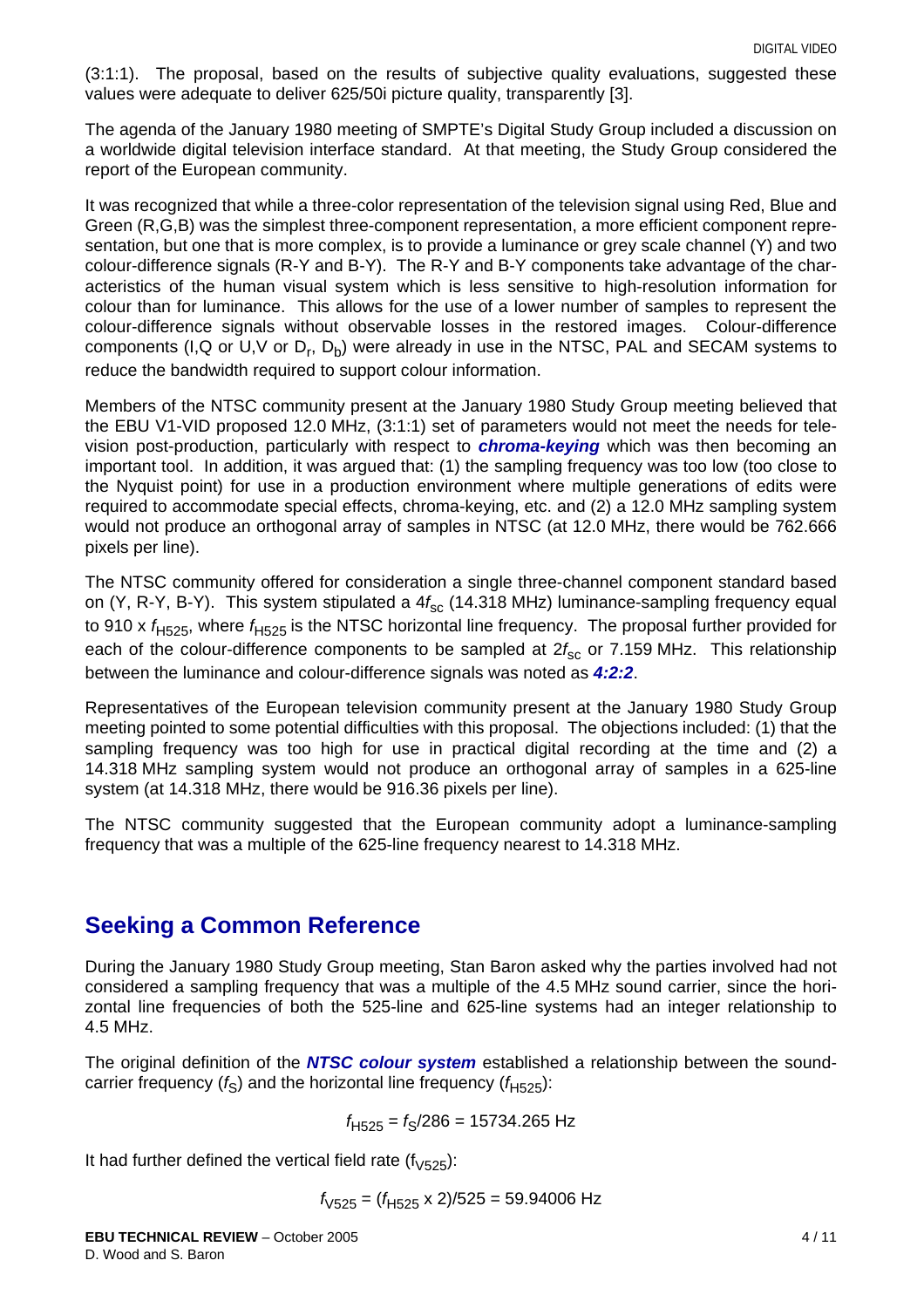(3:1:1). The proposal, based on the results of subjective quality evaluations, suggested these values were adequate to deliver 625/50i picture quality, transparently [3].

The agenda of the January 1980 meeting of SMPTE's Digital Study Group included a discussion on a worldwide digital television interface standard. At that meeting, the Study Group considered the report of the European community.

It was recognized that while a three-color representation of the television signal using Red, Blue and Green (R,G,B) was the simplest three-component representation, a more efficient component representation, but one that is more complex, is to provide a luminance or grey scale channel (Y) and two colour-difference signals (R-Y and B-Y). The R-Y and B-Y components take advantage of the characteristics of the human visual system which is less sensitive to high-resolution information for colour than for luminance. This allows for the use of a lower number of samples to represent the colour-difference signals without observable losses in the restored images. Colour-difference components (I,Q or U,V or $D_r$, $D_b$) were already in use in the NTSC, PAL and SECAM systems to reduce the bandwidth required to support colour information.

Members of the NTSC community present at the January 1980 Study Group meeting believed that the EBU V1-VID proposed 12.0 MHz, (3:1:1) set of parameters would not meet the needs for television post-production, particularly with respect to ***chroma-keying*** which was then becoming an important tool. In addition, it was argued that: (1) the sampling frequency was too low (too close to the Nyquist point) for use in a production environment where multiple generations of edits were required to accommodate special effects, chroma-keying, etc. and (2) a 12.0 MHz sampling system would not produce an orthogonal array of samples in NTSC (at 12.0 MHz, there would be 762.666 pixels per line).

The NTSC community offered for consideration a single three-channel component standard based on (Y, R-Y, B-Y). This system stipulated a $4f_{sc}$ (14.318 MHz) luminance-sampling frequency equal to 910 x $f_{H525}$, where $f_{H525}$ is the NTSC horizontal line frequency. The proposal further provided for each of the colour-difference components to be sampled at $2f_{sc}$ or 7.159 MHz. This relationship between the luminance and colour-difference signals was noted as ***4:2:2***.

Representatives of the European television community present at the January 1980 Study Group meeting pointed to some potential difficulties with this proposal. The objections included: (1) that the sampling frequency was too high for use in practical digital recording at the time and (2) a 14.318 MHz sampling system would not produce an orthogonal array of samples in a 625-line system (at 14.318 MHz, there would be 916.36 pixels per line).

The NTSC community suggested that the European community adopt a luminance-sampling frequency that was a multiple of the 625-line frequency nearest to 14.318 MHz.

## Seeking a Common Reference

During the January 1980 Study Group meeting, Stan Baron asked why the parties involved had not considered a sampling frequency that was a multiple of the 4.5 MHz sound carrier, since the horizontal line frequencies of both the 525-line and 625-line systems had an integer relationship to 4.5 MHz.

The original definition of the ***NTSC colour system*** established a relationship between the sound-carrier frequency ($f_S$) and the horizontal line frequency ($f_{H525}$):

$$f_{H525} = f_S/286 = 15734.265 \text{ Hz}$$

It had further defined the vertical field rate ($f_{V525}$):

$$f_{V525} = (f_{H525} \times 2)/525 = 59.94006 \text{ Hz}$$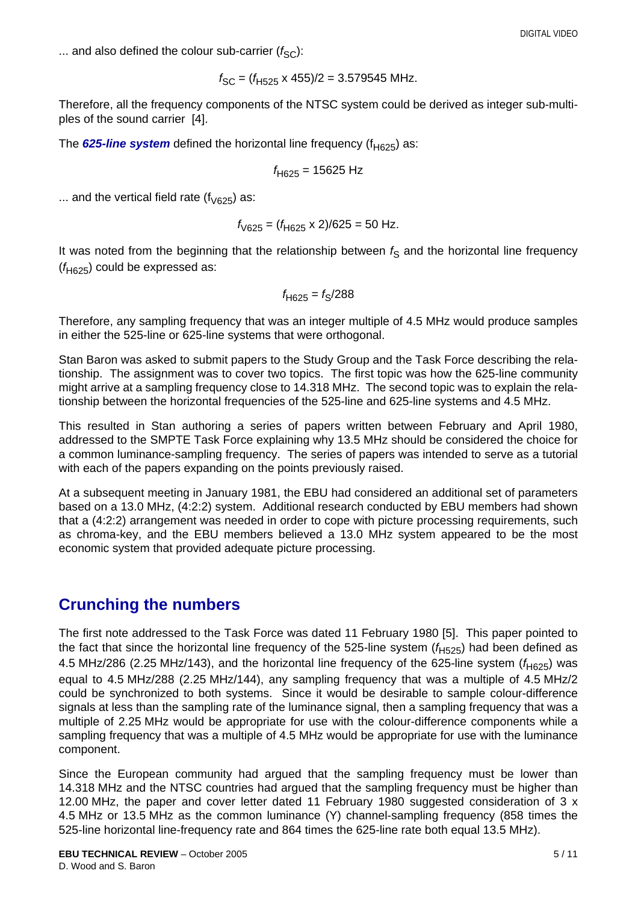... and also defined the colour sub-carrier ($f_{SC}$):

$$f_{SC} = (f_{H525} \times 455)/2 = 3.579545 \text{ MHz.}$$

Therefore, all the frequency components of the NTSC system could be derived as integer sub-multiples of the sound carrier [4].

The ***625-line system*** defined the horizontal line frequency ($f_{H625}$) as:

$$f_{H625} = 15625 \text{ Hz}$$

... and the vertical field rate ($f_{V625}$) as:

$$f_{V625} = (f_{H625} \times 2)/625 = 50 \text{ Hz.}$$

It was noted from the beginning that the relationship between $f_S$ and the horizontal line frequency ($f_{H625}$) could be expressed as:

$$f_{H625} = f_S/288$$

Therefore, any sampling frequency that was an integer multiple of 4.5 MHz would produce samples in either the 525-line or 625-line systems that were orthogonal.

Stan Baron was asked to submit papers to the Study Group and the Task Force describing the relationship. The assignment was to cover two topics. The first topic was how the 625-line community might arrive at a sampling frequency close to 14.318 MHz. The second topic was to explain the relationship between the horizontal frequencies of the 525-line and 625-line systems and 4.5 MHz.

This resulted in Stan authoring a series of papers written between February and April 1980, addressed to the SMPTE Task Force explaining why 13.5 MHz should be considered the choice for a common luminance-sampling frequency. The series of papers was intended to serve as a tutorial with each of the papers expanding on the points previously raised.

At a subsequent meeting in January 1981, the EBU had considered an additional set of parameters based on a 13.0 MHz, (4:2:2) system. Additional research conducted by EBU members had shown that a (4:2:2) arrangement was needed in order to cope with picture processing requirements, such as chroma-key, and the EBU members believed a 13.0 MHz system appeared to be the most economic system that provided adequate picture processing.

## Crunching the numbers

The first note addressed to the Task Force was dated 11 February 1980 [5]. This paper pointed to the fact that since the horizontal line frequency of the 525-line system ($f_{H525}$) had been defined as 4.5 MHz/286 (2.25 MHz/143), and the horizontal line frequency of the 625-line system ($f_{H625}$) was equal to 4.5 MHz/288 (2.25 MHz/144), any sampling frequency that was a multiple of 4.5 MHz/2 could be synchronized to both systems. Since it would be desirable to sample colour-difference signals at less than the sampling rate of the luminance signal, then a sampling frequency that was a multiple of 2.25 MHz would be appropriate for use with the colour-difference components while a sampling frequency that was a multiple of 4.5 MHz would be appropriate for use with the luminance component.

Since the European community had argued that the sampling frequency must be lower than 14.318 MHz and the NTSC countries had argued that the sampling frequency must be higher than 12.00 MHz, the paper and cover letter dated 11 February 1980 suggested consideration of 3 x 4.5 MHz or 13.5 MHz as the common luminance (Y) channel-sampling frequency (858 times the 525-line horizontal line-frequency rate and 864 times the 625-line rate both equal 13.5 MHz).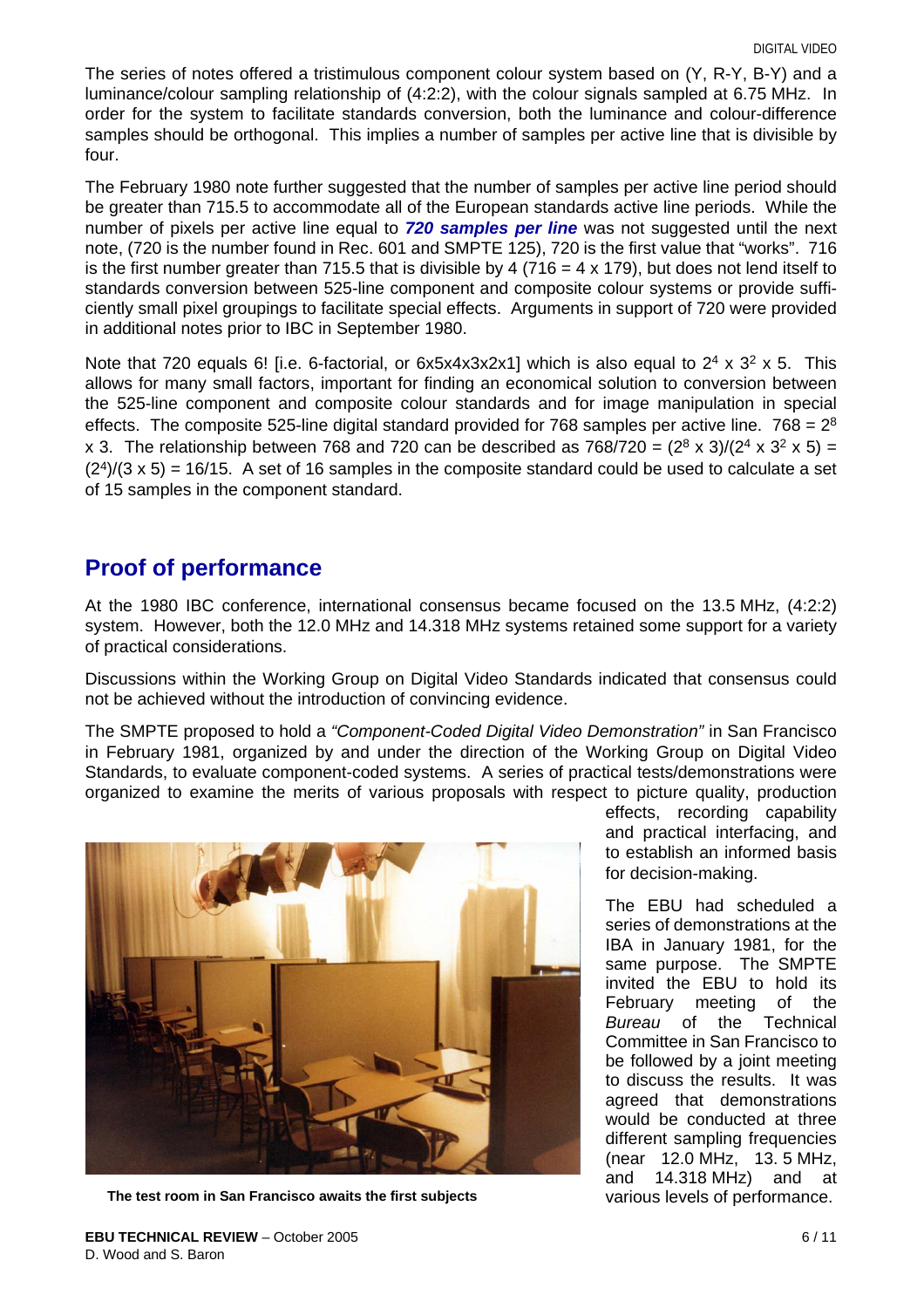The series of notes offered a tristimulous component colour system based on (Y, R-Y, B-Y) and a luminance/colour sampling relationship of (4:2:2), with the colour signals sampled at 6.75 MHz. In order for the system to facilitate standards conversion, both the luminance and colour-difference samples should be orthogonal. This implies a number of samples per active line that is divisible by four.

The February 1980 note further suggested that the number of samples per active line period should be greater than 715.5 to accommodate all of the European standards active line periods. While the number of pixels per active line equal to ***720 samples per line*** was not suggested until the next note, (720 is the number found in Rec. 601 and SMPTE 125), 720 is the first value that "works". 716 is the first number greater than 715.5 that is divisible by 4 ($716 = 4 \times 179$), but does not lend itself to standards conversion between 525-line component and composite colour systems or provide sufficiently small pixel groupings to facilitate special effects. Arguments in support of 720 were provided in additional notes prior to IBC in September 1980.

Note that 720 equals 6! [i.e. 6-factorial, or 6x5x4x3x2x1] which is also equal to $2^4 \times 3^2 \times 5$. This allows for many small factors, important for finding an economical solution to conversion between the 525-line component and composite colour standards and for image manipulation in special effects. The composite 525-line digital standard provided for 768 samples per active line. $768 = 2^8 \times 3$. The relationship between 768 and 720 can be described as $768/720 = (2^8 \times 3)/(2^4 \times 3^2 \times 5) = (2^4)/(3 \times 5) = 16/15$. A set of 16 samples in the composite standard could be used to calculate a set of 15 samples in the component standard.

## Proof of performance

At the 1980 IBC conference, international consensus became focused on the 13.5 MHz, (4:2:2) system. However, both the 12.0 MHz and 14.318 MHz systems retained some support for a variety of practical considerations.

Discussions within the Working Group on Digital Video Standards indicated that consensus could not be achieved without the introduction of convincing evidence.

The SMPTE proposed to hold a *"Component-Coded Digital Video Demonstration"* in San Francisco in February 1981, organized by and under the direction of the Working Group on Digital Video Standards, to evaluate component-coded systems. A series of practical tests/demonstrations were organized to examine the merits of various proposals with respect to picture quality, production effects, recording capability and practical interfacing, and to establish an informed basis for decision-making.

The EBU had scheduled a series of demonstrations at the IBA in January 1981, for the same purpose. The SMPTE invited the EBU to hold its February meeting of the *Bureau* of the Technical Committee in San Francisco to be followed by a joint meeting to discuss the results. It was agreed that demonstrations would be conducted at three different sampling frequencies (near 12.0 MHz, 13.5 MHz, and 14.318 MHz) and at various levels of performance.

**The test room in San Francisco awaits the first subjects**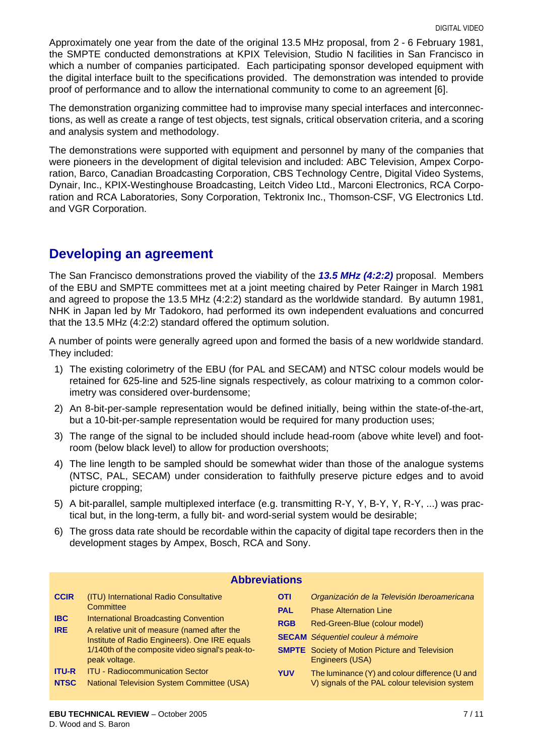Approximately one year from the date of the original 13.5 MHz proposal, from 2 - 6 February 1981, the SMPTE conducted demonstrations at KPIX Television, Studio N facilities in San Francisco in which a number of companies participated. Each participating sponsor developed equipment with the digital interface built to the specifications provided. The demonstration was intended to provide proof of performance and to allow the international community to come to an agreement [6].

The demonstration organizing committee had to improvise many special interfaces and interconnections, as well as create a range of test objects, test signals, critical observation criteria, and a scoring and analysis system and methodology.

The demonstrations were supported with equipment and personnel by many of the companies that were pioneers in the development of digital television and included: ABC Television, Ampex Corporation, Barco, Canadian Broadcasting Corporation, CBS Technology Centre, Digital Video Systems, Dynair, Inc., KPIX-Westinghouse Broadcasting, Leitch Video Ltd., Marconi Electronics, RCA Corporation and RCA Laboratories, Sony Corporation, Tektronix Inc., Thomson-CSF, VG Electronics Ltd. and VGR Corporation.

## Developing an agreement

The San Francisco demonstrations proved the viability of the ***13.5 MHz (4:2:2)*** proposal. Members of the EBU and SMPTE committees met at a joint meeting chaired by Peter Rainger in March 1981 and agreed to propose the 13.5 MHz (4:2:2) standard as the worldwide standard. By autumn 1981, NHK in Japan led by Mr Tadokoro, had performed its own independent evaluations and concurred that the 13.5 MHz (4:2:2) standard offered the optimum solution.

A number of points were generally agreed upon and formed the basis of a new worldwide standard. They included:

1) The existing colorimetry of the EBU (for PAL and SECAM) and NTSC colour models would be retained for 625-line and 525-line signals respectively, as colour matrixing to a common colorimetry was considered over-burdensome;
2) An 8-bit-per-sample representation would be defined initially, being within the state-of-the-art, but a 10-bit-per-sample representation would be required for many production uses;
3) The range of the signal to be included should include head-room (above white level) and foot-room (below black level) to allow for production overshoots;
4) The line length to be sampled should be somewhat wider than those of the analogue systems (NTSC, PAL, SECAM) under consideration to faithfully preserve picture edges and to avoid picture cropping;
5) A bit-parallel, sample multiplexed interface (e.g. transmitting R-Y, Y, B-Y, Y, R-Y, ...) was practical but, in the long-term, a fully bit- and word-serial system would be desirable;
6) The gross data rate should be recordable within the capacity of digital tape recorders then in the development stages by Ampex, Bosch, RCA and Sony.

### Abbreviations

| | |
|---|---|
| **CCIR** | (ITU) International Radio Consultative Committee |
| **IBC** | International Broadcasting Convention |
| **IRE** | A relative unit of measure (named after the Institute of Radio Engineers). One IRE equals 1/140th of the composite video signal's peak-to-peak voltage. |
| **ITU-R** | ITU - Radiocommunication Sector |
| **NTSC** | National Television System Committee (USA) |
| **OTI** | *Organización de la Televisión Iberoamericana* |
| **PAL** | Phase Alternation Line |
| **RGB** | Red-Green-Blue (colour model) |
| **SECAM** | *Séquentiel couleur à mémoire* |
| **SMPTE** | Society of Motion Picture and Television Engineers (USA) |
| **YUV** | The luminance (Y) and colour difference (U and V) signals of the PAL colour television system |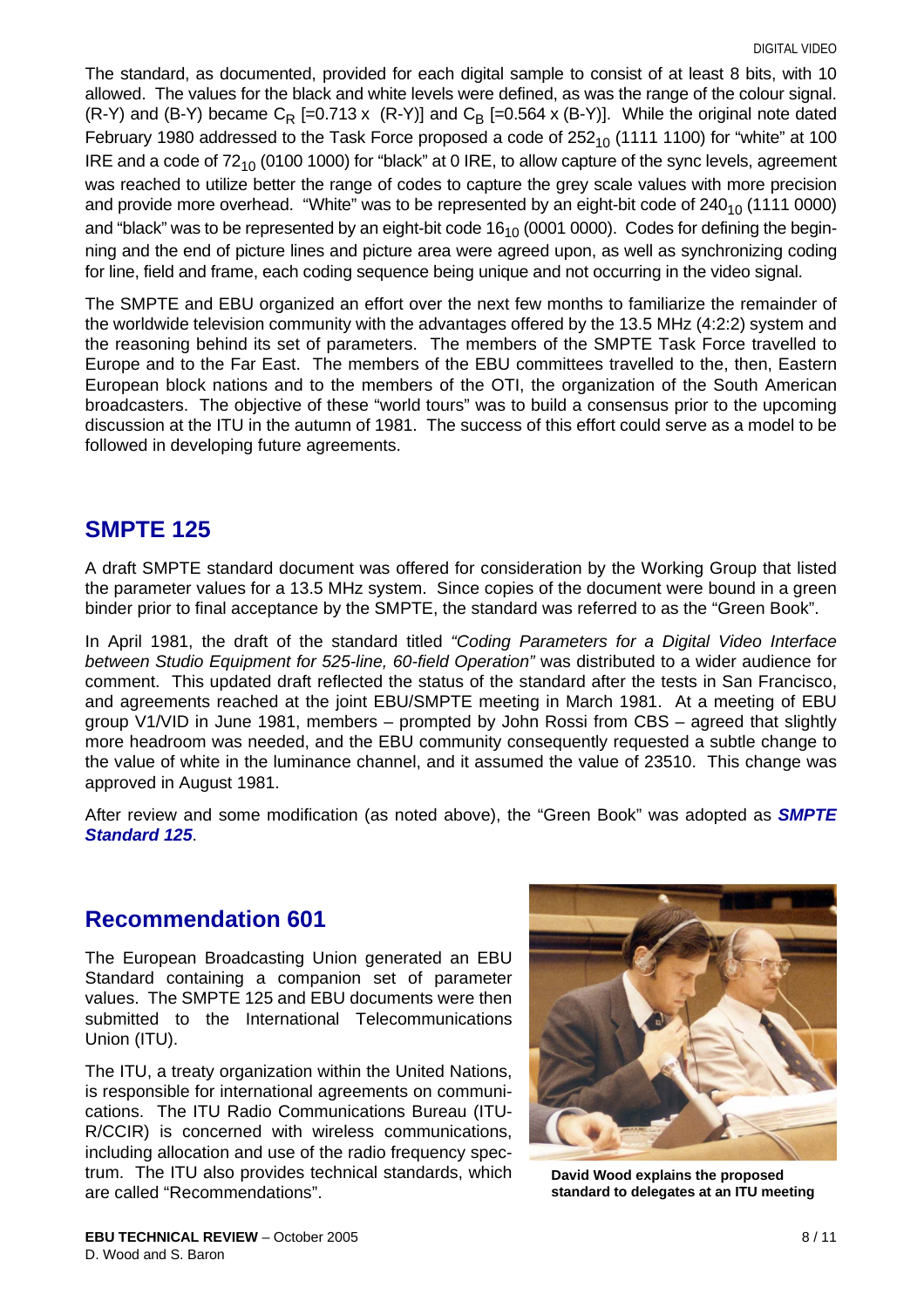The standard, as documented, provided for each digital sample to consist of at least 8 bits, with 10 allowed. The values for the black and white levels were defined, as was the range of the colour signal. (R-Y) and (B-Y) became $C_R$ [=0.713 x (R-Y)] and $C_B$ [=0.564 x (B-Y)]. While the original note dated February 1980 addressed to the Task Force proposed a code of $252_{10}$ (1111 1100) for "white" at 100 IRE and a code of $72_{10}$ (0100 1000) for "black" at 0 IRE, to allow capture of the sync levels, agreement was reached to utilize better the range of codes to capture the grey scale values with more precision and provide more overhead. "White" was to be represented by an eight-bit code of $240_{10}$ (1111 0000) and "black" was to be represented by an eight-bit code $16_{10}$ (0001 0000). Codes for defining the beginning and the end of picture lines and picture area were agreed upon, as well as synchronizing coding for line, field and frame, each coding sequence being unique and not occurring in the video signal.

The SMPTE and EBU organized an effort over the next few months to familiarize the remainder of the worldwide television community with the advantages offered by the 13.5 MHz (4:2:2) system and the reasoning behind its set of parameters. The members of the SMPTE Task Force travelled to Europe and to the Far East. The members of the EBU committees travelled to the, then, Eastern European block nations and to the members of the OTI, the organization of the South American broadcasters. The objective of these "world tours" was to build a consensus prior to the upcoming discussion at the ITU in the autumn of 1981. The success of this effort could serve as a model to be followed in developing future agreements.

## SMPTE 125

A draft SMPTE standard document was offered for consideration by the Working Group that listed the parameter values for a 13.5 MHz system. Since copies of the document were bound in a green binder prior to final acceptance by the SMPTE, the standard was referred to as the "Green Book".

In April 1981, the draft of the standard titled *"Coding Parameters for a Digital Video Interface between Studio Equipment for 525-line, 60-field Operation"* was distributed to a wider audience for comment. This updated draft reflected the status of the standard after the tests in San Francisco, and agreements reached at the joint EBU/SMPTE meeting in March 1981. At a meeting of EBU group V1/VID in June 1981, members – prompted by John Rossi from CBS – agreed that slightly more headroom was needed, and the EBU community consequently requested a subtle change to the value of white in the luminance channel, and it assumed the value of $235_{10}$. This change was approved in August 1981.

After review and some modification (as noted above), the "Green Book" was adopted as ***SMPTE Standard 125***.

## Recommendation 601

The European Broadcasting Union generated an EBU Standard containing a companion set of parameter values. The SMPTE 125 and EBU documents were then submitted to the International Telecommunications Union (ITU).

The ITU, a treaty organization within the United Nations, is responsible for international agreements on communications. The ITU Radio Communications Bureau (ITU-R/CCIR) is concerned with wireless communications, including allocation and use of the radio frequency spectrum. The ITU also provides technical standards, which are called "Recommendations".

**David Wood explains the proposed standard to delegates at an ITU meeting**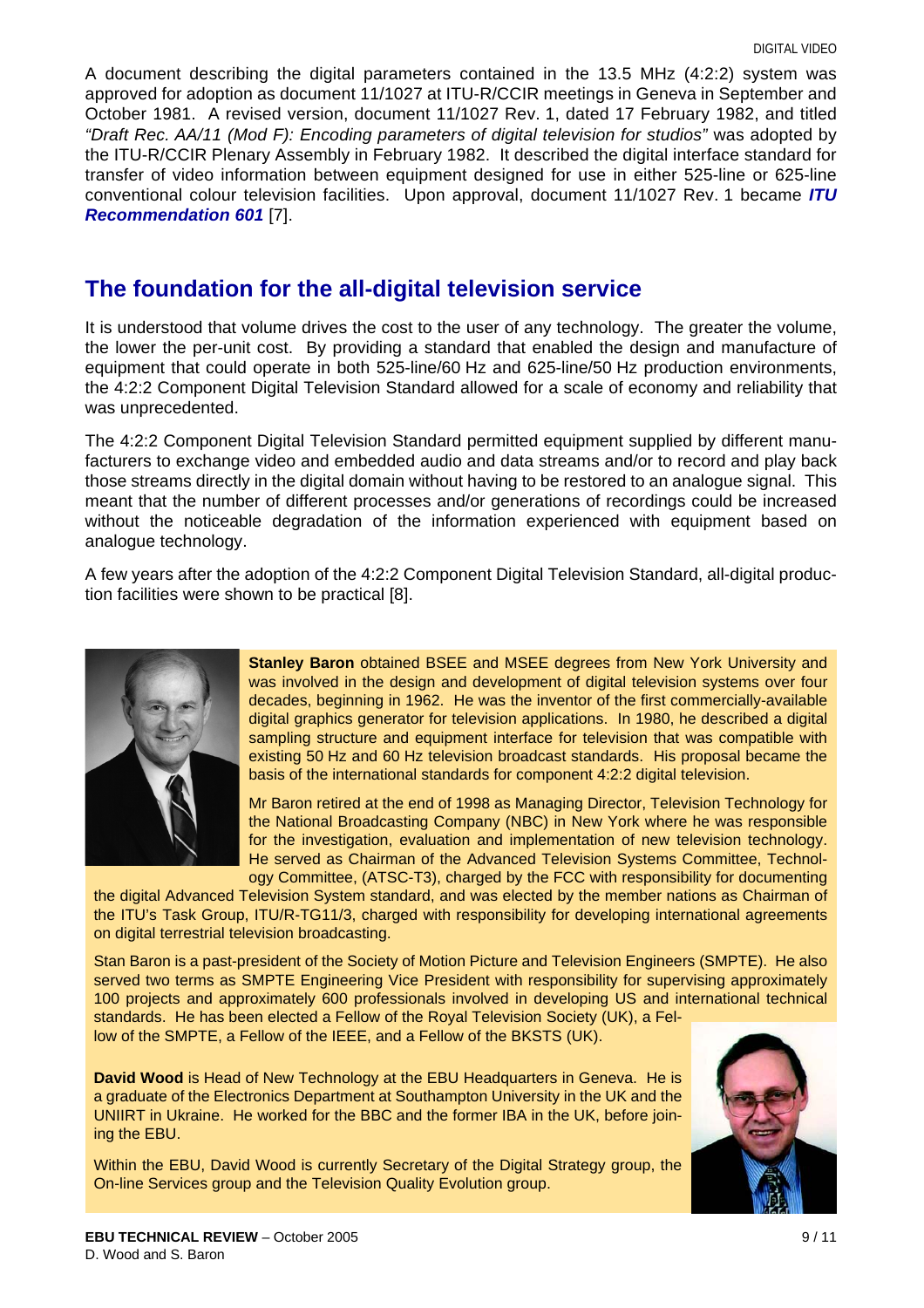A document describing the digital parameters contained in the 13.5 MHz (4:2:2) system was approved for adoption as document 11/1027 at ITU-R/CCIR meetings in Geneva in September and October 1981. A revised version, document 11/1027 Rev. 1, dated 17 February 1982, and titled *"Draft Rec. AA/11 (Mod F): Encoding parameters of digital television for studios"* was adopted by the ITU-R/CCIR Plenary Assembly in February 1982. It described the digital interface standard for transfer of video information between equipment designed for use in either 525-line or 625-line conventional colour television facilities. Upon approval, document 11/1027 Rev. 1 became ***ITU Recommendation 601*** [7].

## The foundation for the all-digital television service

It is understood that volume drives the cost to the user of any technology. The greater the volume, the lower the per-unit cost. By providing a standard that enabled the design and manufacture of equipment that could operate in both 525-line/60 Hz and 625-line/50 Hz production environments, the 4:2:2 Component Digital Television Standard allowed for a scale of economy and reliability that was unprecedented.

The 4:2:2 Component Digital Television Standard permitted equipment supplied by different manufacturers to exchange video and embedded audio and data streams and/or to record and play back those streams directly in the digital domain without having to be restored to an analogue signal. This meant that the number of different processes and/or generations of recordings could be increased without the noticeable degradation of the information experienced with equipment based on analogue technology.

A few years after the adoption of the 4:2:2 Component Digital Television Standard, all-digital production facilities were shown to be practical [8].

**Stanley Baron** obtained BSEE and MSEE degrees from New York University and was involved in the design and development of digital television systems over four decades, beginning in 1962. He was the inventor of the first commercially-available digital graphics generator for television applications. In 1980, he described a digital sampling structure and equipment interface for television that was compatible with existing 50 Hz and 60 Hz television broadcast standards. His proposal became the basis of the international standards for component 4:2:2 digital television.

Mr Baron retired at the end of 1998 as Managing Director, Television Technology for the National Broadcasting Company (NBC) in New York where he was responsible for the investigation, evaluation and implementation of new television technology. He served as Chairman of the Advanced Television Systems Committee, Technology Committee, (ATSC-T3), charged by the FCC with responsibility for documenting the digital Advanced Television System standard, and was elected by the member nations as Chairman of the ITU's Task Group, ITU/R-TG11/3, charged with responsibility for developing international agreements on digital terrestrial television broadcasting.

Stan Baron is a past-president of the Society of Motion Picture and Television Engineers (SMPTE). He also served two terms as SMPTE Engineering Vice President with responsibility for supervising approximately 100 projects and approximately 600 professionals involved in developing US and international technical standards. He has been elected a Fellow of the Royal Television Society (UK), a Fellow of the SMPTE, a Fellow of the IEEE, and a Fellow of the BKSTS (UK).

**David Wood** is Head of New Technology at the EBU Headquarters in Geneva. He is a graduate of the Electronics Department at Southampton University in the UK and the UNIIRT in Ukraine. He worked for the BBC and the former IBA in the UK, before joining the EBU.

Within the EBU, David Wood is currently Secretary of the Digital Strategy group, the On-line Services group and the Television Quality Evolution group.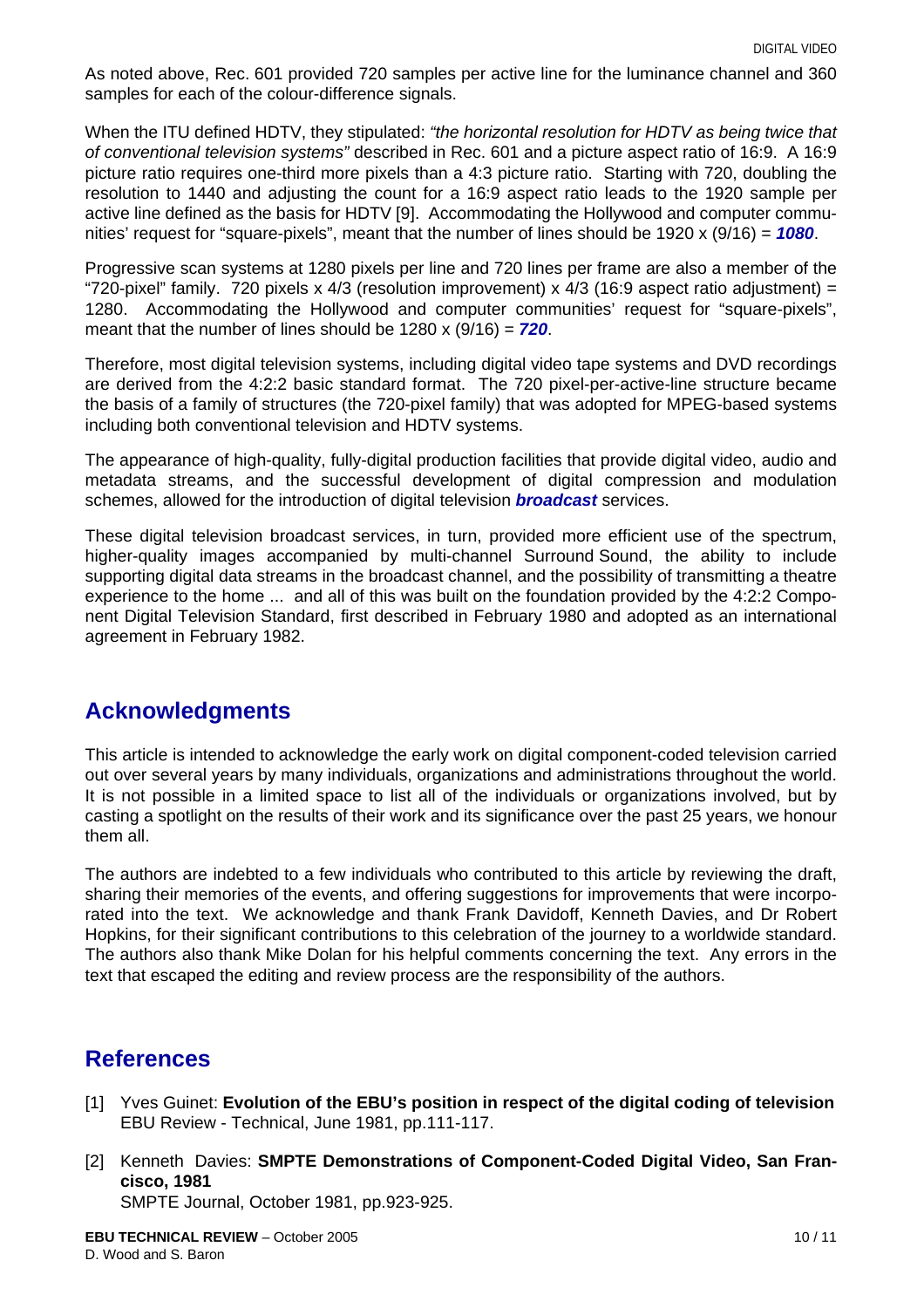As noted above, Rec. 601 provided 720 samples per active line for the luminance channel and 360 samples for each of the colour-difference signals.

When the ITU defined HDTV, they stipulated: *"the horizontal resolution for HDTV as being twice that of conventional television systems"* described in Rec. 601 and a picture aspect ratio of 16:9. A 16:9 picture ratio requires one-third more pixels than a 4:3 picture ratio. Starting with 720, doubling the resolution to 1440 and adjusting the count for a 16:9 aspect ratio leads to the 1920 sample per active line defined as the basis for HDTV [9]. Accommodating the Hollywood and computer communities' request for "square-pixels", meant that the number of lines should be 1920 x (9/16) = ***1080***.

Progressive scan systems at 1280 pixels per line and 720 lines per frame are also a member of the "720-pixel" family. 720 pixels x 4/3 (resolution improvement) x 4/3 (16:9 aspect ratio adjustment) = 1280. Accommodating the Hollywood and computer communities' request for "square-pixels", meant that the number of lines should be 1280 x (9/16) = ***720***.

Therefore, most digital television systems, including digital video tape systems and DVD recordings are derived from the 4:2:2 basic standard format. The 720 pixel-per-active-line structure became the basis of a family of structures (the 720-pixel family) that was adopted for MPEG-based systems including both conventional television and HDTV systems.

The appearance of high-quality, fully-digital production facilities that provide digital video, audio and metadata streams, and the successful development of digital compression and modulation schemes, allowed for the introduction of digital television ***broadcast*** services.

These digital television broadcast services, in turn, provided more efficient use of the spectrum, higher-quality images accompanied by multi-channel Surround Sound, the ability to include supporting digital data streams in the broadcast channel, and the possibility of transmitting a theatre experience to the home ... and all of this was built on the foundation provided by the 4:2:2 Component Digital Television Standard, first described in February 1980 and adopted as an international agreement in February 1982.

## Acknowledgments

This article is intended to acknowledge the early work on digital component-coded television carried out over several years by many individuals, organizations and administrations throughout the world. It is not possible in a limited space to list all of the individuals or organizations involved, but by casting a spotlight on the results of their work and its significance over the past 25 years, we honour them all.

The authors are indebted to a few individuals who contributed to this article by reviewing the draft, sharing their memories of the events, and offering suggestions for improvements that were incorporated into the text. We acknowledge and thank Frank Davidoff, Kenneth Davies, and Dr Robert Hopkins, for their significant contributions to this celebration of the journey to a worldwide standard. The authors also thank Mike Dolan for his helpful comments concerning the text. Any errors in the text that escaped the editing and review process are the responsibility of the authors.

## References

[1] Yves Guinet: **Evolution of the EBU's position in respect of the digital coding of television** EBU Review - Technical, June 1981, pp.111-117.

[2] Kenneth Davies: **SMPTE Demonstrations of Component-Coded Digital Video, San Francisco, 1981**
SMPTE Journal, October 1981, pp.923-925.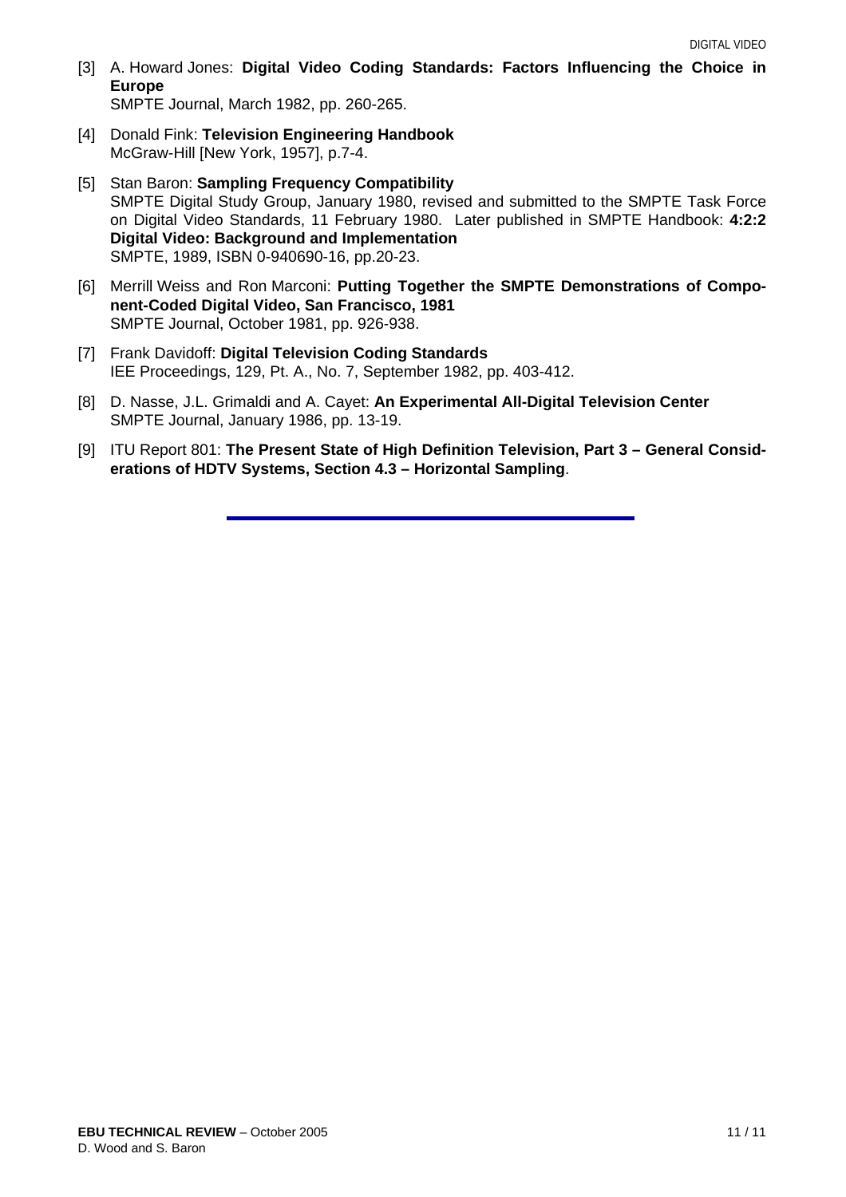[3] A. Howard Jones: **Digital Video Coding Standards: Factors Influencing the Choice in Europe**
SMPTE Journal, March 1982, pp. 260-265.

[4] Donald Fink: **Television Engineering Handbook**
McGraw-Hill [New York, 1957], p.7-4.

[5] Stan Baron: **Sampling Frequency Compatibility**
SMPTE Digital Study Group, January 1980, revised and submitted to the SMPTE Task Force on Digital Video Standards, 11 February 1980. Later published in SMPTE Handbook: **4:2:2 Digital Video: Background and Implementation**
SMPTE, 1989, ISBN 0-940690-16, pp.20-23.

[6] Merrill Weiss and Ron Marconi: **Putting Together the SMPTE Demonstrations of Component-Coded Digital Video, San Francisco, 1981**
SMPTE Journal, October 1981, pp. 926-938.

[7] Frank Davidoff: **Digital Television Coding Standards**
IEE Proceedings, 129, Pt. A., No. 7, September 1982, pp. 403-412.

[8] D. Nasse, J.L. Grimaldi and A. Cayet: **An Experimental All-Digital Television Center**
SMPTE Journal, January 1986, pp. 13-19.

[9] ITU Report 801: **The Present State of High Definition Television, Part 3 – General Considerations of HDTV Systems, Section 4.3 – Horizontal Sampling**.